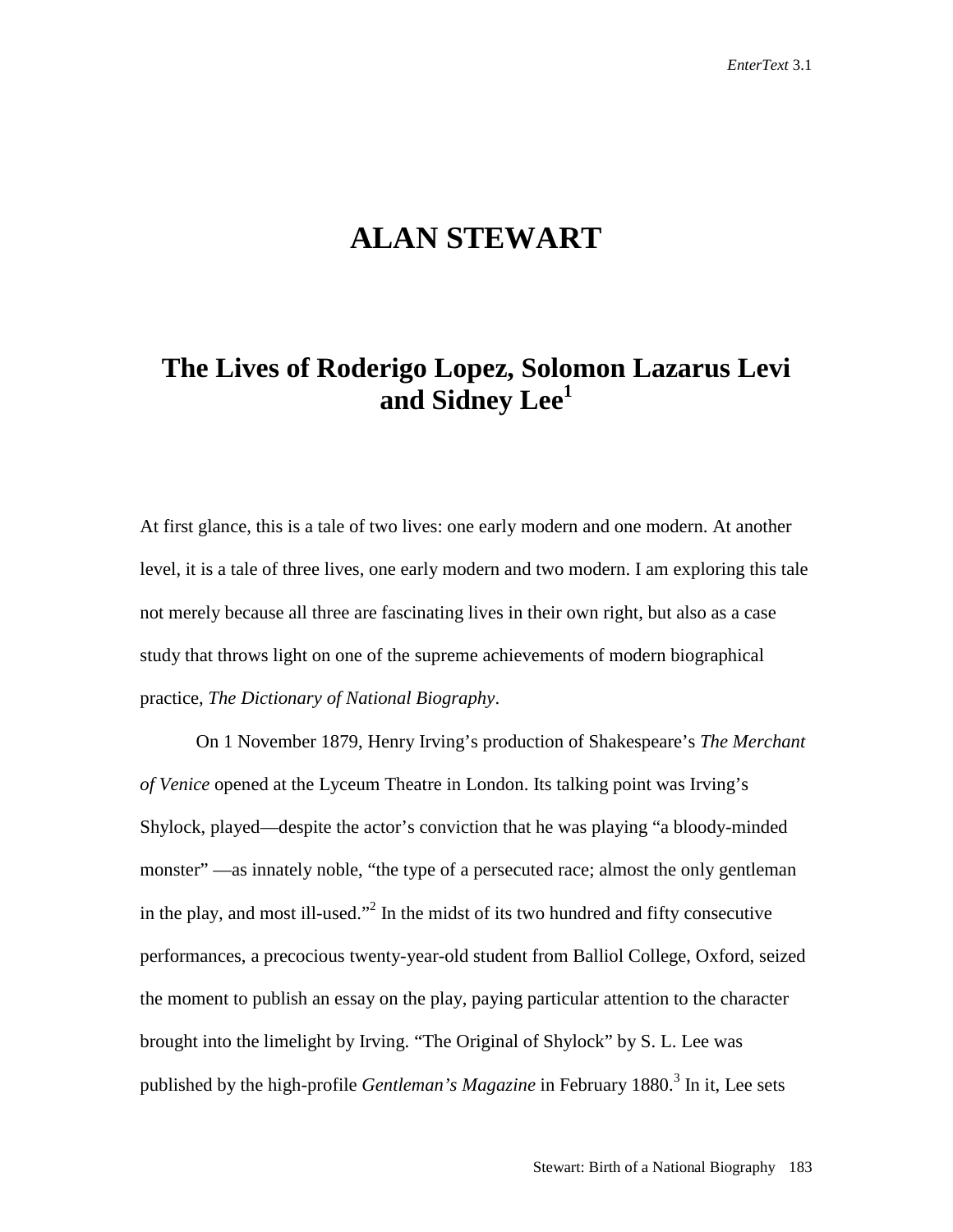# ALAN STEWART

## The Lives of Roderigo Lopez, Solomon Lazarus Levi and Sidney Lee[1]

At first glance, this is a tale of two lives: one early modern and one modern. At another level, it is a tale of three lives, one early modern and two modern. I am exploring this tale not merely because all three are fascinating lives in their own right, but also as a case study that throws light on one of the supreme achievements of modern biographical practice, *The Dictionary of National Biography*.

On 1 November 1879, Henry Irving's production of Shakespeare's *The Merchant of Venice* opened at the Lyceum Theatre in London. Its talking point was Irving's Shylock, played—despite the actor's conviction that he was playing "a bloody-minded monster" —as innately noble, "the type of a persecuted race; almost the only gentleman in the play, and most ill-used."[2] In the midst of its two hundred and fifty consecutive performances, a precocious twenty-year-old student from Balliol College, Oxford, seized the moment to publish an essay on the play, paying particular attention to the character brought into the limelight by Irving. "The Original of Shylock" by S. L. Lee was published by the high-profile *Gentleman's Magazine* in February 1880.[3] In it, Lee sets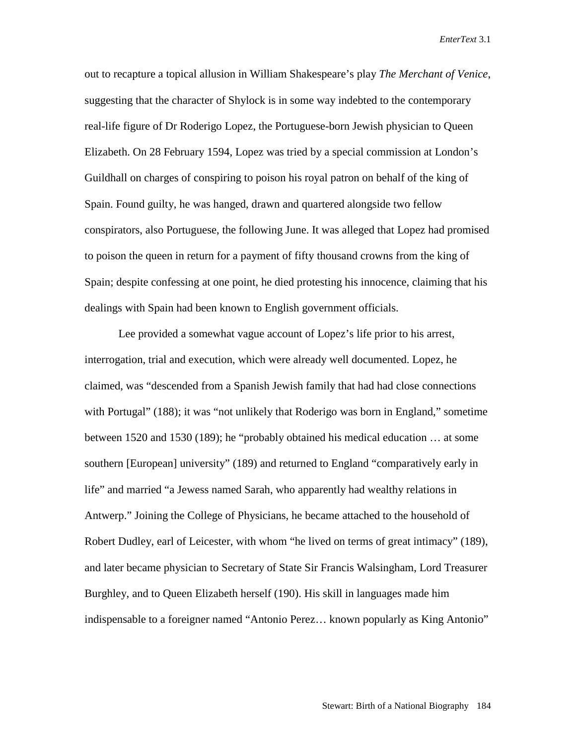out to recapture a topical allusion in William Shakespeare's play *The Merchant of Venice*, suggesting that the character of Shylock is in some way indebted to the contemporary real-life figure of Dr Roderigo Lopez, the Portuguese-born Jewish physician to Queen Elizabeth. On 28 February 1594, Lopez was tried by a special commission at London's Guildhall on charges of conspiring to poison his royal patron on behalf of the king of Spain. Found guilty, he was hanged, drawn and quartered alongside two fellow conspirators, also Portuguese, the following June. It was alleged that Lopez had promised to poison the queen in return for a payment of fifty thousand crowns from the king of Spain; despite confessing at one point, he died protesting his innocence, claiming that his dealings with Spain had been known to English government officials.

Lee provided a somewhat vague account of Lopez's life prior to his arrest, interrogation, trial and execution, which were already well documented. Lopez, he claimed, was "descended from a Spanish Jewish family that had had close connections with Portugal" (188); it was "not unlikely that Roderigo was born in England," sometime between 1520 and 1530 (189); he "probably obtained his medical education … at some southern [European] university" (189) and returned to England "comparatively early in life" and married "a Jewess named Sarah, who apparently had wealthy relations in Antwerp." Joining the College of Physicians, he became attached to the household of Robert Dudley, earl of Leicester, with whom "he lived on terms of great intimacy" (189), and later became physician to Secretary of State Sir Francis Walsingham, Lord Treasurer Burghley, and to Queen Elizabeth herself (190). His skill in languages made him indispensable to a foreigner named "Antonio Perez… known popularly as King Antonio"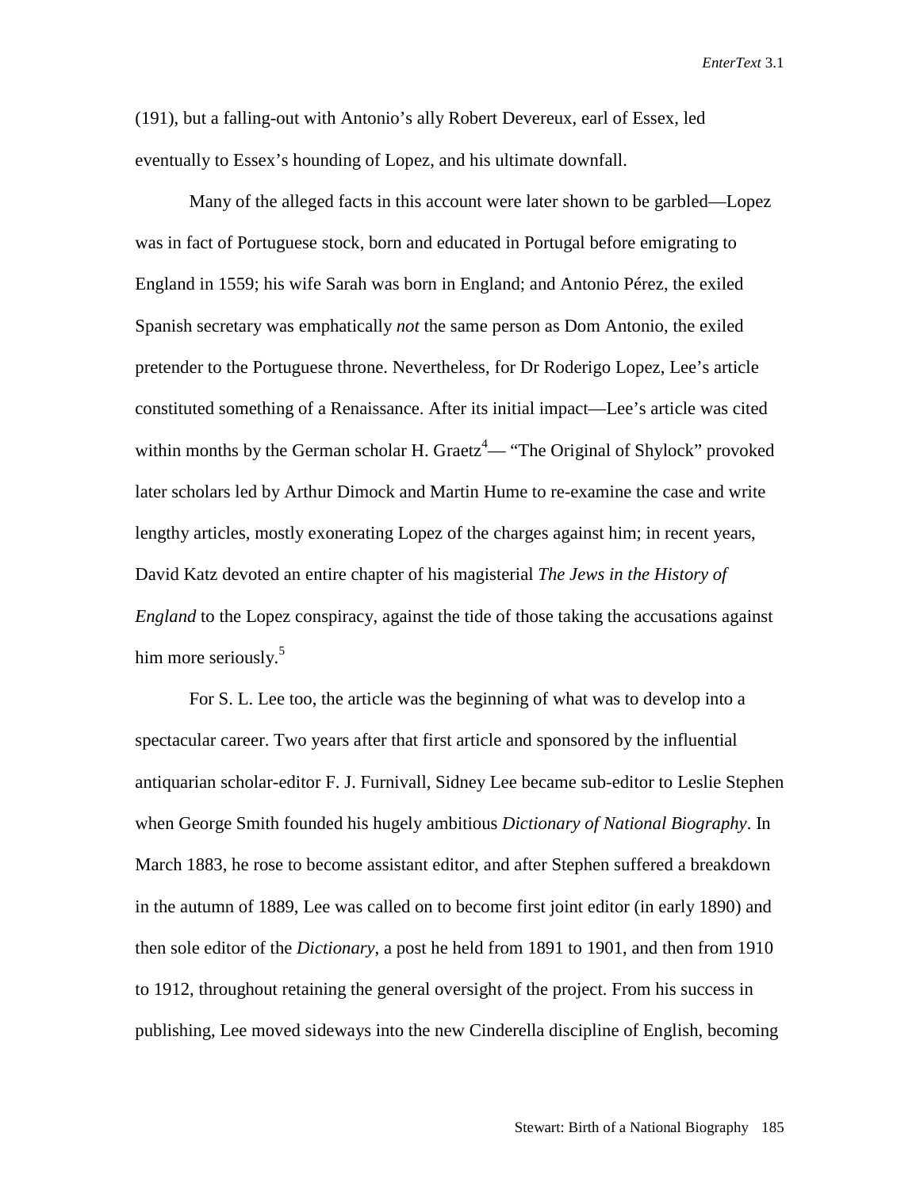(191), but a falling-out with Antonio's ally Robert Devereux, earl of Essex, led eventually to Essex's hounding of Lopez, and his ultimate downfall.

Many of the alleged facts in this account were later shown to be garbled—Lopez was in fact of Portuguese stock, born and educated in Portugal before emigrating to England in 1559; his wife Sarah was born in England; and Antonio Pérez, the exiled Spanish secretary was emphatically *not* the same person as Dom Antonio, the exiled pretender to the Portuguese throne. Nevertheless, for Dr Roderigo Lopez, Lee's article constituted something of a Renaissance. After its initial impact—Lee's article was cited within months by the German scholar H. Graetz[4]— "The Original of Shylock" provoked later scholars led by Arthur Dimock and Martin Hume to re-examine the case and write lengthy articles, mostly exonerating Lopez of the charges against him; in recent years, David Katz devoted an entire chapter of his magisterial *The Jews in the History of England* to the Lopez conspiracy, against the tide of those taking the accusations against him more seriously.[5]

For S. L. Lee too, the article was the beginning of what was to develop into a spectacular career. Two years after that first article and sponsored by the influential antiquarian scholar-editor F. J. Furnivall, Sidney Lee became sub-editor to Leslie Stephen when George Smith founded his hugely ambitious *Dictionary of National Biography*. In March 1883, he rose to become assistant editor, and after Stephen suffered a breakdown in the autumn of 1889, Lee was called on to become first joint editor (in early 1890) and then sole editor of the *Dictionary*, a post he held from 1891 to 1901, and then from 1910 to 1912, throughout retaining the general oversight of the project. From his success in publishing, Lee moved sideways into the new Cinderella discipline of English, becoming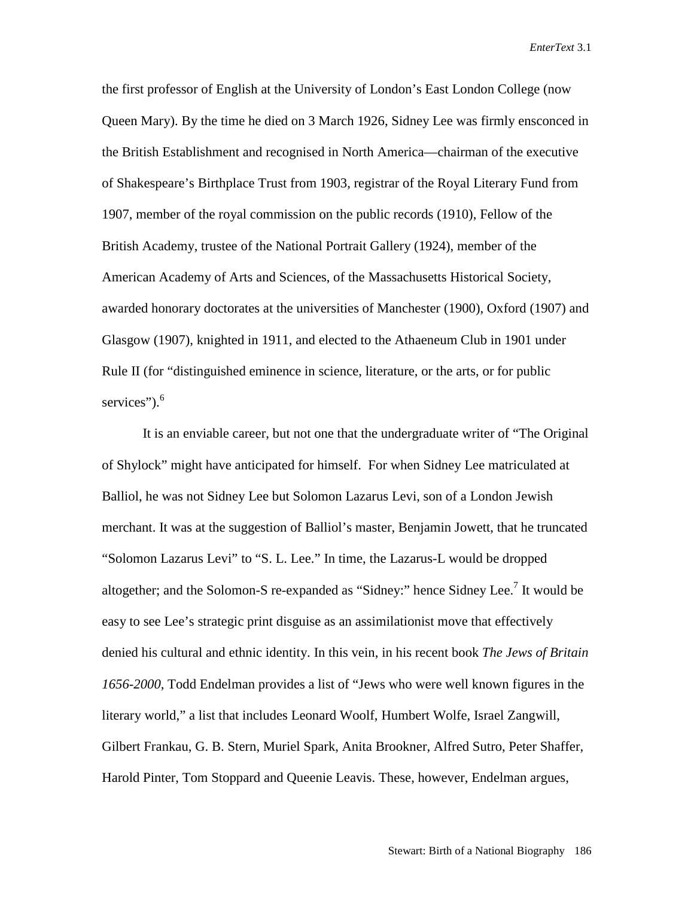the first professor of English at the University of London's East London College (now Queen Mary). By the time he died on 3 March 1926, Sidney Lee was firmly ensconced in the British Establishment and recognised in North America—chairman of the executive of Shakespeare's Birthplace Trust from 1903, registrar of the Royal Literary Fund from 1907, member of the royal commission on the public records (1910), Fellow of the British Academy, trustee of the National Portrait Gallery (1924), member of the American Academy of Arts and Sciences, of the Massachusetts Historical Society, awarded honorary doctorates at the universities of Manchester (1900), Oxford (1907) and Glasgow (1907), knighted in 1911, and elected to the Athaeneum Club in 1901 under Rule II (for "distinguished eminence in science, literature, or the arts, or for public services").[6]

It is an enviable career, but not one that the undergraduate writer of "The Original of Shylock" might have anticipated for himself. For when Sidney Lee matriculated at Balliol, he was not Sidney Lee but Solomon Lazarus Levi, son of a London Jewish merchant. It was at the suggestion of Balliol's master, Benjamin Jowett, that he truncated "Solomon Lazarus Levi" to "S. L. Lee." In time, the Lazarus-L would be dropped altogether; and the Solomon-S re-expanded as "Sidney:" hence Sidney Lee.[7] It would be easy to see Lee's strategic print disguise as an assimilationist move that effectively denied his cultural and ethnic identity. In this vein, in his recent book *The Jews of Britain 1656-2000*, Todd Endelman provides a list of "Jews who were well known figures in the literary world," a list that includes Leonard Woolf, Humbert Wolfe, Israel Zangwill, Gilbert Frankau, G. B. Stern, Muriel Spark, Anita Brookner, Alfred Sutro, Peter Shaffer, Harold Pinter, Tom Stoppard and Queenie Leavis. These, however, Endelman argues,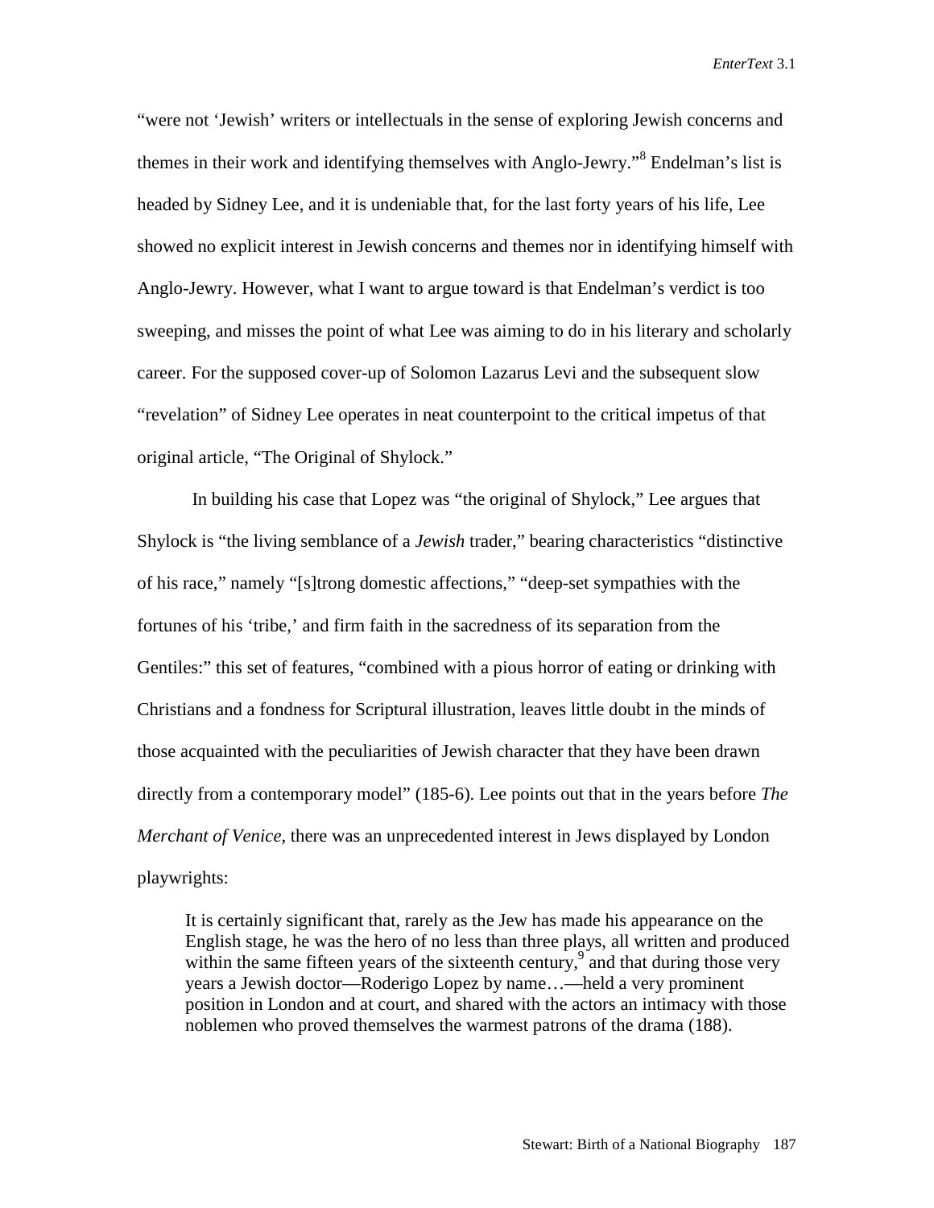"were not 'Jewish' writers or intellectuals in the sense of exploring Jewish concerns and themes in their work and identifying themselves with Anglo-Jewry."[8] Endelman's list is headed by Sidney Lee, and it is undeniable that, for the last forty years of his life, Lee showed no explicit interest in Jewish concerns and themes nor in identifying himself with Anglo-Jewry. However, what I want to argue toward is that Endelman's verdict is too sweeping, and misses the point of what Lee was aiming to do in his literary and scholarly career. For the supposed cover-up of Solomon Lazarus Levi and the subsequent slow "revelation" of Sidney Lee operates in neat counterpoint to the critical impetus of that original article, "The Original of Shylock."

In building his case that Lopez was "the original of Shylock," Lee argues that Shylock is "the living semblance of a *Jewish* trader," bearing characteristics "distinctive of his race," namely "[s]trong domestic affections," "deep-set sympathies with the fortunes of his 'tribe,' and firm faith in the sacredness of its separation from the Gentiles:" this set of features, "combined with a pious horror of eating or drinking with Christians and a fondness for Scriptural illustration, leaves little doubt in the minds of those acquainted with the peculiarities of Jewish character that they have been drawn directly from a contemporary model" (185-6). Lee points out that in the years before *The Merchant of Venice*, there was an unprecedented interest in Jews displayed by London playwrights:

> It is certainly significant that, rarely as the Jew has made his appearance on the English stage, he was the hero of no less than three plays, all written and produced within the same fifteen years of the sixteenth century,[9] and that during those very years a Jewish doctor—Roderigo Lopez by name…—held a very prominent position in London and at court, and shared with the actors an intimacy with those noblemen who proved themselves the warmest patrons of the drama (188).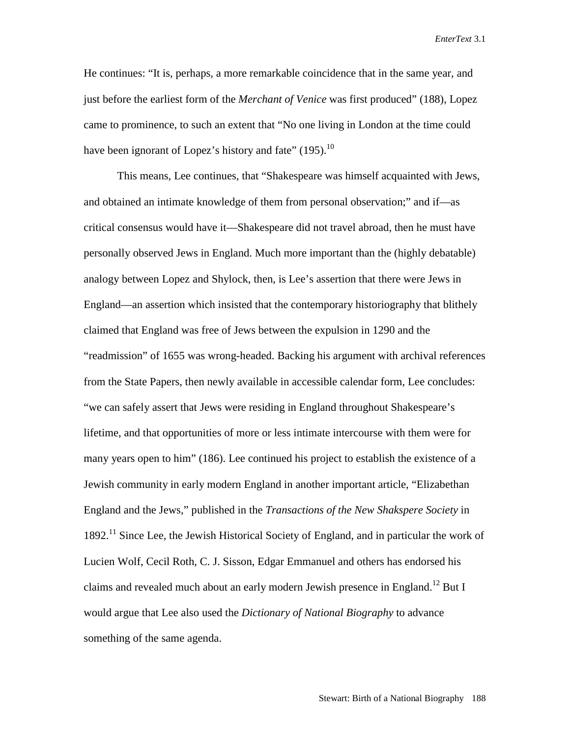He continues: "It is, perhaps, a more remarkable coincidence that in the same year, and just before the earliest form of the *Merchant of Venice* was first produced" (188), Lopez came to prominence, to such an extent that "No one living in London at the time could have been ignorant of Lopez's history and fate" (195).[10]

This means, Lee continues, that "Shakespeare was himself acquainted with Jews, and obtained an intimate knowledge of them from personal observation;" and if—as critical consensus would have it—Shakespeare did not travel abroad, then he must have personally observed Jews in England. Much more important than the (highly debatable) analogy between Lopez and Shylock, then, is Lee's assertion that there were Jews in England—an assertion which insisted that the contemporary historiography that blithely claimed that England was free of Jews between the expulsion in 1290 and the "readmission" of 1655 was wrong-headed. Backing his argument with archival references from the State Papers, then newly available in accessible calendar form, Lee concludes: "we can safely assert that Jews were residing in England throughout Shakespeare's lifetime, and that opportunities of more or less intimate intercourse with them were for many years open to him" (186). Lee continued his project to establish the existence of a Jewish community in early modern England in another important article, "Elizabethan England and the Jews," published in the *Transactions of the New Shakspere Society* in 1892.[11] Since Lee, the Jewish Historical Society of England, and in particular the work of Lucien Wolf, Cecil Roth, C. J. Sisson, Edgar Emmanuel and others has endorsed his claims and revealed much about an early modern Jewish presence in England.[12] But I would argue that Lee also used the *Dictionary of National Biography* to advance something of the same agenda.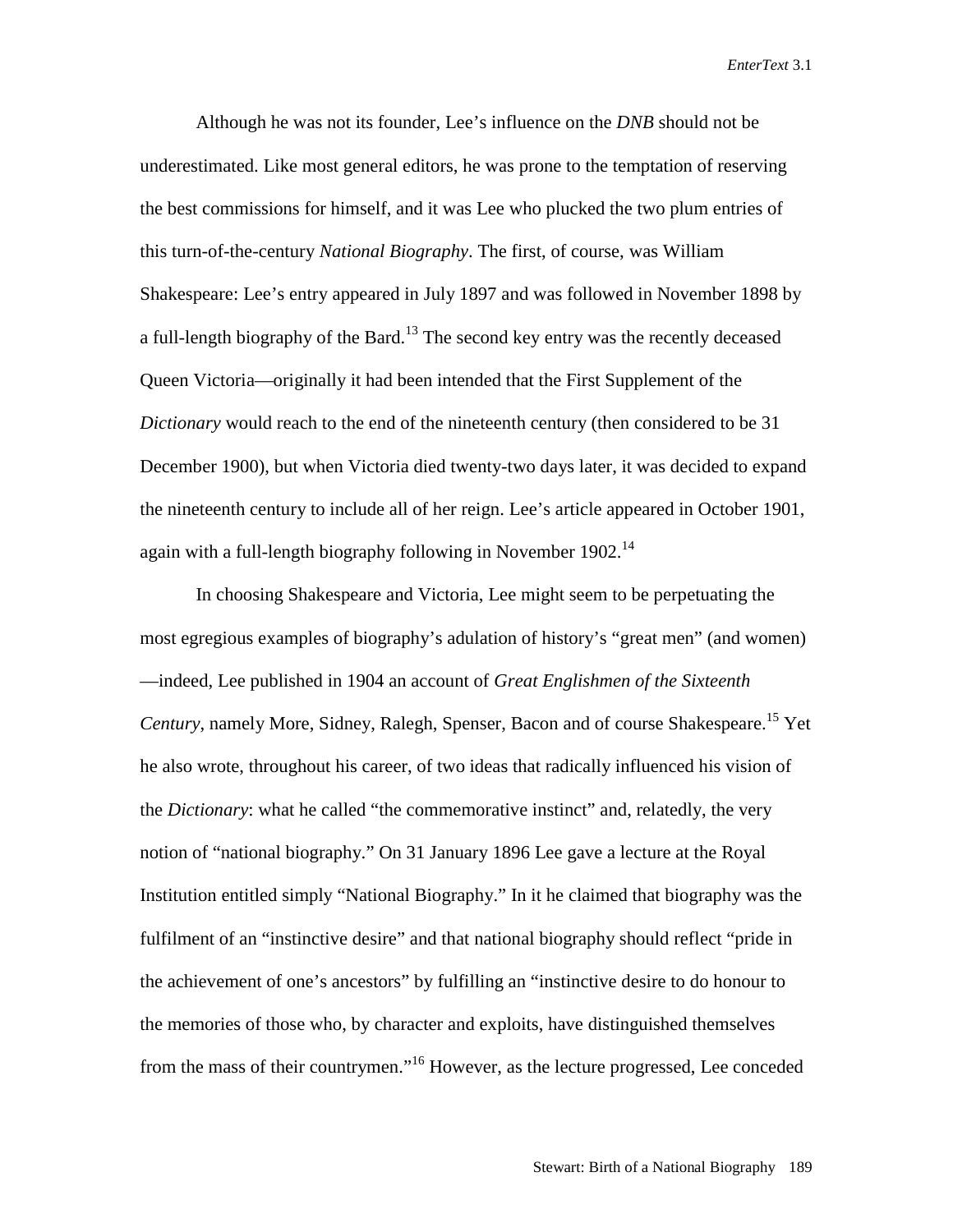Although he was not its founder, Lee's influence on the *DNB* should not be underestimated. Like most general editors, he was prone to the temptation of reserving the best commissions for himself, and it was Lee who plucked the two plum entries of this turn-of-the-century *National Biography*. The first, of course, was William Shakespeare: Lee's entry appeared in July 1897 and was followed in November 1898 by a full-length biography of the Bard.[13] The second key entry was the recently deceased Queen Victoria—originally it had been intended that the First Supplement of the *Dictionary* would reach to the end of the nineteenth century (then considered to be 31 December 1900), but when Victoria died twenty-two days later, it was decided to expand the nineteenth century to include all of her reign. Lee's article appeared in October 1901, again with a full-length biography following in November 1902.[14]

In choosing Shakespeare and Victoria, Lee might seem to be perpetuating the most egregious examples of biography's adulation of history's "great men" (and women)—indeed, Lee published in 1904 an account of *Great Englishmen of the Sixteenth Century*, namely More, Sidney, Ralegh, Spenser, Bacon and of course Shakespeare.[15] Yet he also wrote, throughout his career, of two ideas that radically influenced his vision of the *Dictionary*: what he called "the commemorative instinct" and, relatedly, the very notion of "national biography." On 31 January 1896 Lee gave a lecture at the Royal Institution entitled simply "National Biography." In it he claimed that biography was the fulfilment of an "instinctive desire" and that national biography should reflect "pride in the achievement of one's ancestors" by fulfilling an "instinctive desire to do honour to the memories of those who, by character and exploits, have distinguished themselves from the mass of their countrymen."[16] However, as the lecture progressed, Lee conceded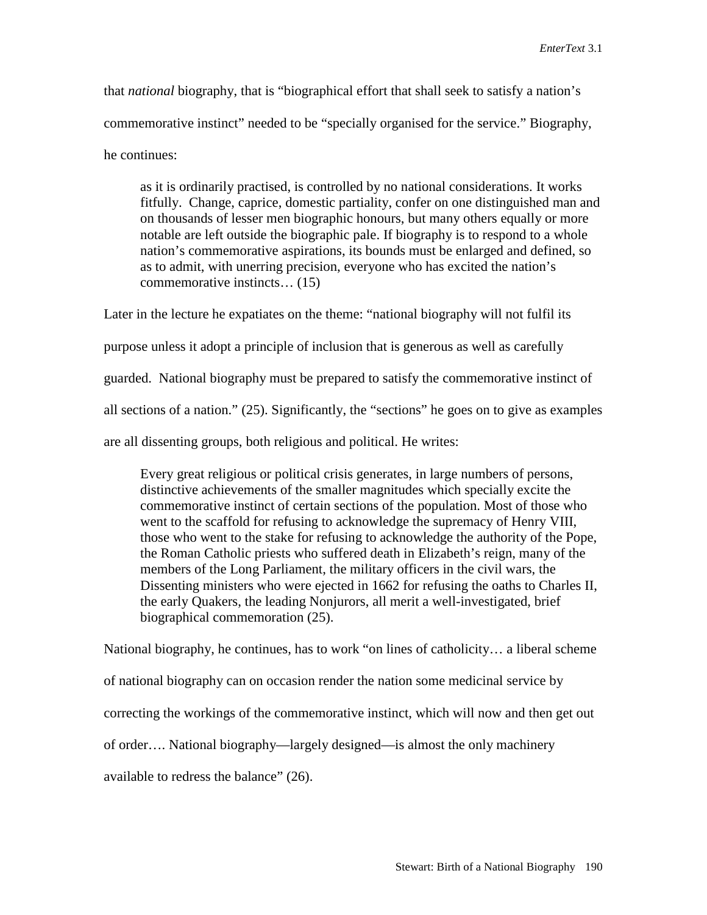that *national* biography, that is "biographical effort that shall seek to satisfy a nation's commemorative instinct" needed to be "specially organised for the service." Biography, he continues:

> as it is ordinarily practised, is controlled by no national considerations. It works fitfully. Change, caprice, domestic partiality, confer on one distinguished man and on thousands of lesser men biographic honours, but many others equally or more notable are left outside the biographic pale. If biography is to respond to a whole nation's commemorative aspirations, its bounds must be enlarged and defined, so as to admit, with unerring precision, everyone who has excited the nation's commemorative instincts… (15)

Later in the lecture he expatiates on the theme: "national biography will not fulfil its purpose unless it adopt a principle of inclusion that is generous as well as carefully guarded. National biography must be prepared to satisfy the commemorative instinct of all sections of a nation." (25). Significantly, the "sections" he goes on to give as examples are all dissenting groups, both religious and political. He writes:

> Every great religious or political crisis generates, in large numbers of persons, distinctive achievements of the smaller magnitudes which specially excite the commemorative instinct of certain sections of the population. Most of those who went to the scaffold for refusing to acknowledge the supremacy of Henry VIII, those who went to the stake for refusing to acknowledge the authority of the Pope, the Roman Catholic priests who suffered death in Elizabeth's reign, many of the members of the Long Parliament, the military officers in the civil wars, the Dissenting ministers who were ejected in 1662 for refusing the oaths to Charles II, the early Quakers, the leading Nonjurors, all merit a well-investigated, brief biographical commemoration (25).

National biography, he continues, has to work "on lines of catholicity… a liberal scheme of national biography can on occasion render the nation some medicinal service by correcting the workings of the commemorative instinct, which will now and then get out of order…. National biography—largely designed—is almost the only machinery available to redress the balance" (26).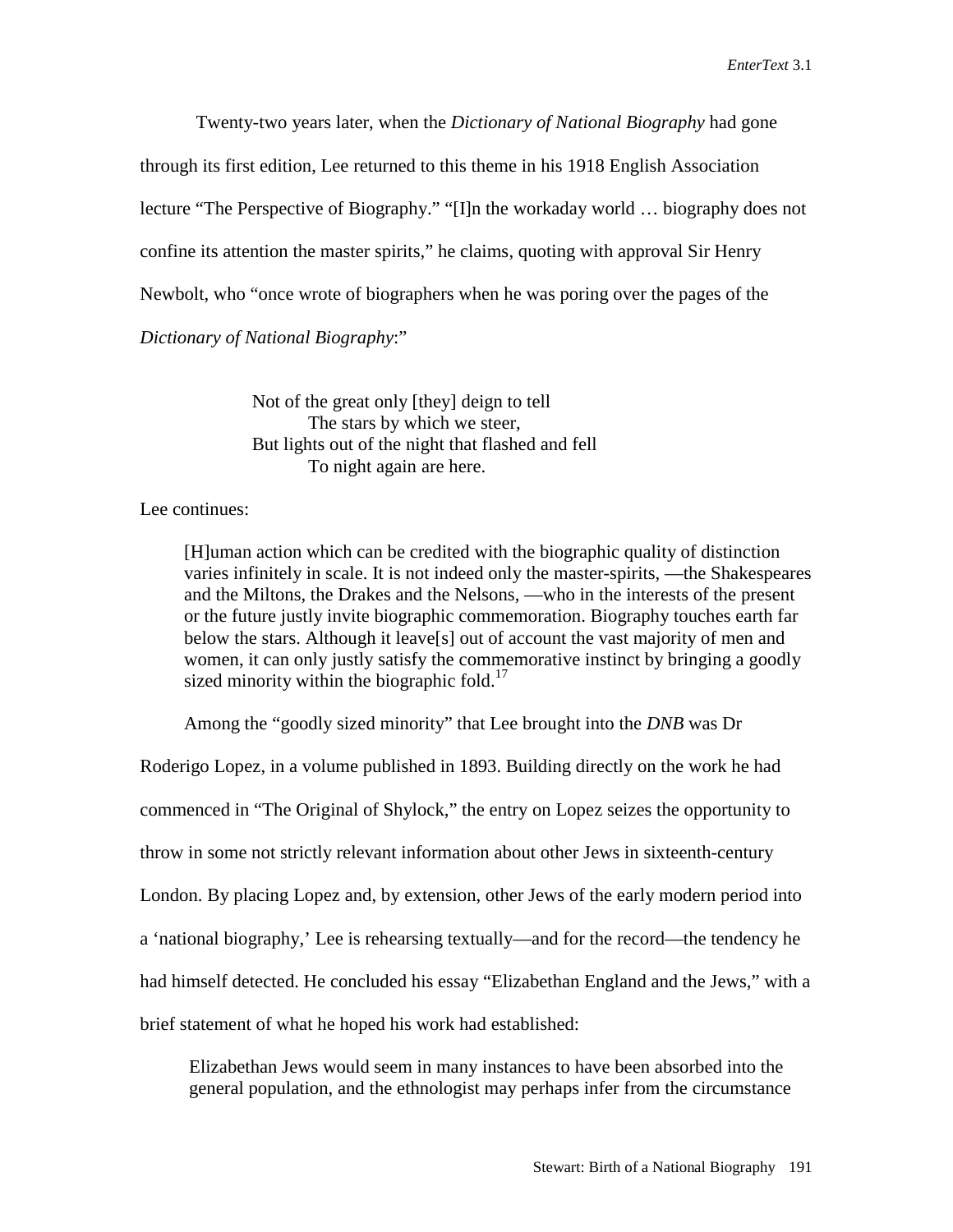Twenty-two years later, when the *Dictionary of National Biography* had gone through its first edition, Lee returned to this theme in his 1918 English Association lecture "The Perspective of Biography." "[I]n the workaday world … biography does not confine its attention the master spirits," he claims, quoting with approval Sir Henry Newbolt, who "once wrote of biographers when he was poring over the pages of the *Dictionary of National Biography*:"

> Not of the great only [they] deign to tell
> The stars by which we steer,
> But lights out of the night that flashed and fell
> To night again are here.

Lee continues:

> [H]uman action which can be credited with the biographic quality of distinction varies infinitely in scale. It is not indeed only the master-spirits, —the Shakespeares and the Miltons, the Drakes and the Nelsons, —who in the interests of the present or the future justly invite biographic commemoration. Biography touches earth far below the stars. Although it leave[s] out of account the vast majority of men and women, it can only justly satisfy the commemorative instinct by bringing a goodly sized minority within the biographic fold.[17]

Among the "goodly sized minority" that Lee brought into the *DNB* was Dr Roderigo Lopez, in a volume published in 1893. Building directly on the work he had commenced in "The Original of Shylock," the entry on Lopez seizes the opportunity to throw in some not strictly relevant information about other Jews in sixteenth-century London. By placing Lopez and, by extension, other Jews of the early modern period into a 'national biography,' Lee is rehearsing textually—and for the record—the tendency he had himself detected. He concluded his essay "Elizabethan England and the Jews," with a brief statement of what he hoped his work had established:

> Elizabethan Jews would seem in many instances to have been absorbed into the general population, and the ethnologist may perhaps infer from the circumstance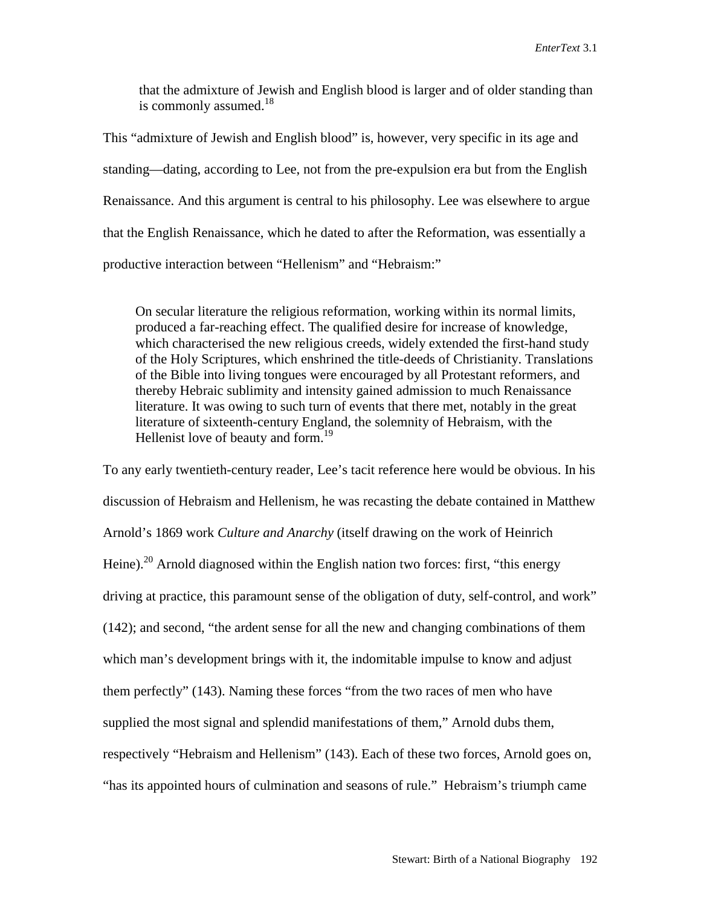> that the admixture of Jewish and English blood is larger and of older standing than is commonly assumed.[18]

This "admixture of Jewish and English blood" is, however, very specific in its age and standing—dating, according to Lee, not from the pre-expulsion era but from the English Renaissance. And this argument is central to his philosophy. Lee was elsewhere to argue that the English Renaissance, which he dated to after the Reformation, was essentially a productive interaction between "Hellenism" and "Hebraism:"

> On secular literature the religious reformation, working within its normal limits, produced a far-reaching effect. The qualified desire for increase of knowledge, which characterised the new religious creeds, widely extended the first-hand study of the Holy Scriptures, which enshrined the title-deeds of Christianity. Translations of the Bible into living tongues were encouraged by all Protestant reformers, and thereby Hebraic sublimity and intensity gained admission to much Renaissance literature. It was owing to such turn of events that there met, notably in the great literature of sixteenth-century England, the solemnity of Hebraism, with the Hellenist love of beauty and form.[19]

To any early twentieth-century reader, Lee's tacit reference here would be obvious. In his discussion of Hebraism and Hellenism, he was recasting the debate contained in Matthew Arnold's 1869 work *Culture and Anarchy* (itself drawing on the work of Heinrich Heine).[20] Arnold diagnosed within the English nation two forces: first, "this energy driving at practice, this paramount sense of the obligation of duty, self-control, and work" (142); and second, "the ardent sense for all the new and changing combinations of them which man's development brings with it, the indomitable impulse to know and adjust them perfectly" (143). Naming these forces "from the two races of men who have supplied the most signal and splendid manifestations of them," Arnold dubs them, respectively "Hebraism and Hellenism" (143). Each of these two forces, Arnold goes on, "has its appointed hours of culmination and seasons of rule." Hebraism's triumph came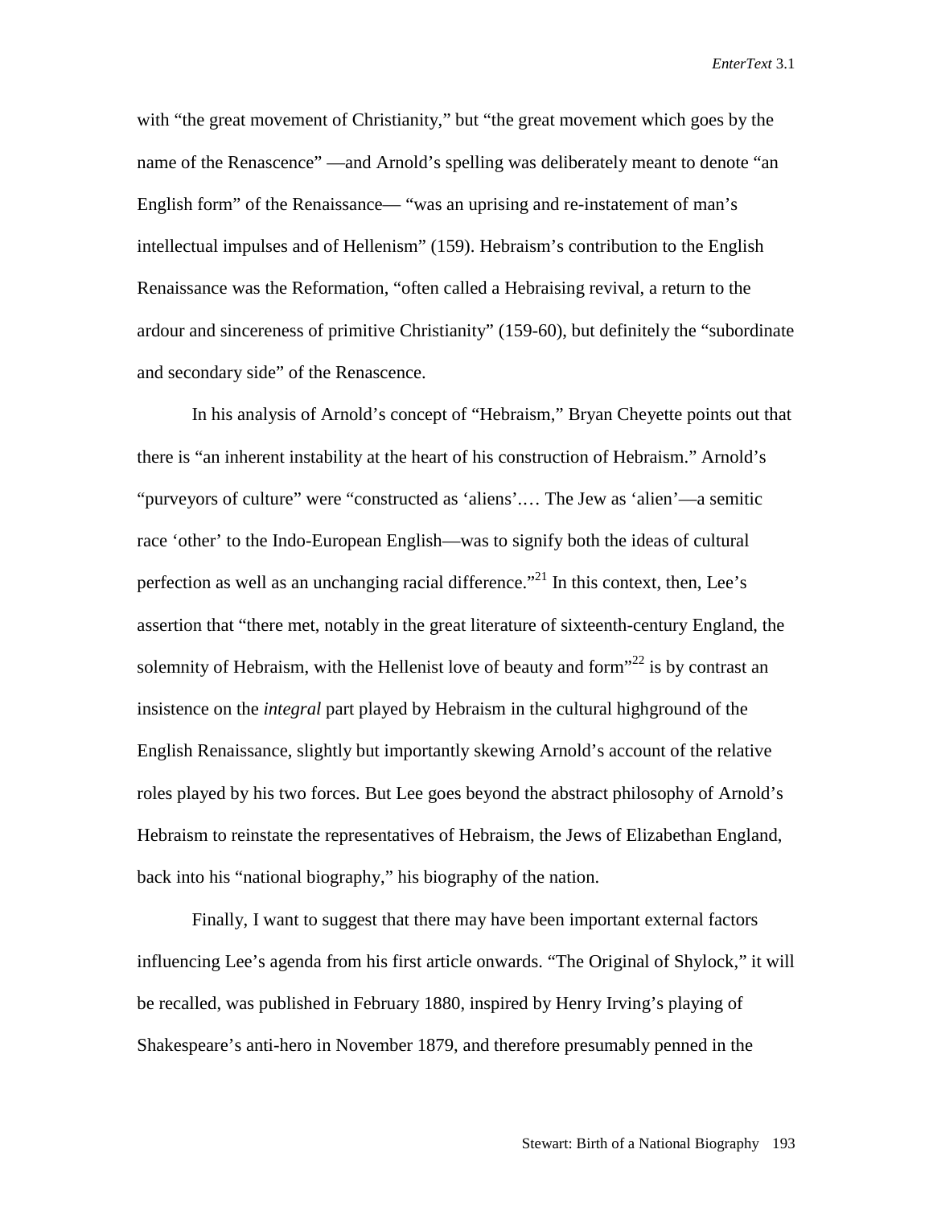with "the great movement of Christianity," but "the great movement which goes by the name of the Renascence" —and Arnold's spelling was deliberately meant to denote "an English form" of the Renaissance— "was an uprising and re-instatement of man's intellectual impulses and of Hellenism" (159). Hebraism's contribution to the English Renaissance was the Reformation, "often called a Hebraising revival, a return to the ardour and sincereness of primitive Christianity" (159-60), but definitely the "subordinate and secondary side" of the Renascence.

In his analysis of Arnold's concept of "Hebraism," Bryan Cheyette points out that there is "an inherent instability at the heart of his construction of Hebraism." Arnold's "purveyors of culture" were "constructed as 'aliens'.… The Jew as 'alien'—a semitic race 'other' to the Indo-European English—was to signify both the ideas of cultural perfection as well as an unchanging racial difference."[21] In this context, then, Lee's assertion that "there met, notably in the great literature of sixteenth-century England, the solemnity of Hebraism, with the Hellenist love of beauty and form"[22] is by contrast an insistence on the *integral* part played by Hebraism in the cultural highground of the English Renaissance, slightly but importantly skewing Arnold's account of the relative roles played by his two forces. But Lee goes beyond the abstract philosophy of Arnold's Hebraism to reinstate the representatives of Hebraism, the Jews of Elizabethan England, back into his "national biography," his biography of the nation.

Finally, I want to suggest that there may have been important external factors influencing Lee's agenda from his first article onwards. "The Original of Shylock," it will be recalled, was published in February 1880, inspired by Henry Irving's playing of Shakespeare's anti-hero in November 1879, and therefore presumably penned in the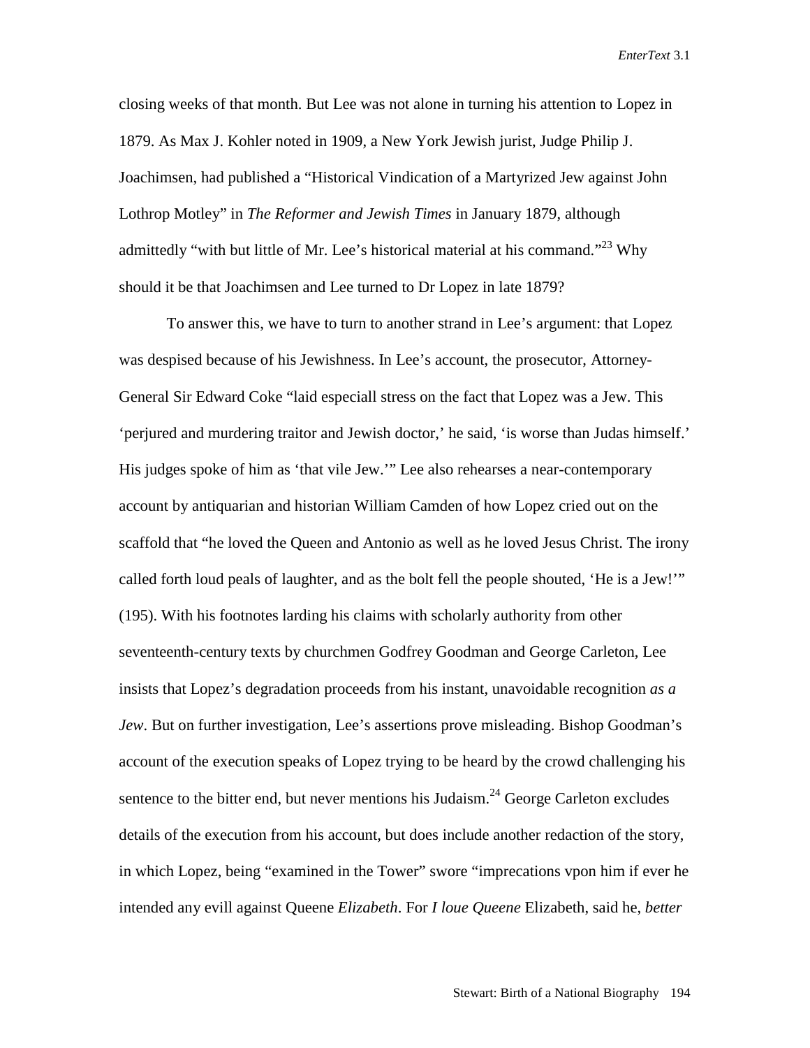closing weeks of that month. But Lee was not alone in turning his attention to Lopez in 1879. As Max J. Kohler noted in 1909, a New York Jewish jurist, Judge Philip J. Joachimsen, had published a "Historical Vindication of a Martyrized Jew against John Lothrop Motley" in *The Reformer and Jewish Times* in January 1879, although admittedly "with but little of Mr. Lee's historical material at his command."[23] Why should it be that Joachimsen and Lee turned to Dr Lopez in late 1879?

To answer this, we have to turn to another strand in Lee's argument: that Lopez was despised because of his Jewishness. In Lee's account, the prosecutor, Attorney-General Sir Edward Coke "laid especiall stress on the fact that Lopez was a Jew. This 'perjured and murdering traitor and Jewish doctor,' he said, 'is worse than Judas himself.' His judges spoke of him as 'that vile Jew.'" Lee also rehearses a near-contemporary account by antiquarian and historian William Camden of how Lopez cried out on the scaffold that "he loved the Queen and Antonio as well as he loved Jesus Christ. The irony called forth loud peals of laughter, and as the bolt fell the people shouted, 'He is a Jew!'" (195). With his footnotes larding his claims with scholarly authority from other seventeenth-century texts by churchmen Godfrey Goodman and George Carleton, Lee insists that Lopez's degradation proceeds from his instant, unavoidable recognition *as a Jew*. But on further investigation, Lee's assertions prove misleading. Bishop Goodman's account of the execution speaks of Lopez trying to be heard by the crowd challenging his sentence to the bitter end, but never mentions his Judaism.[24] George Carleton excludes details of the execution from his account, but does include another redaction of the story, in which Lopez, being "examined in the Tower" swore "imprecations vpon him if ever he intended any evill against Queene *Elizabeth*. For *I loue Queene* Elizabeth, said he, *better*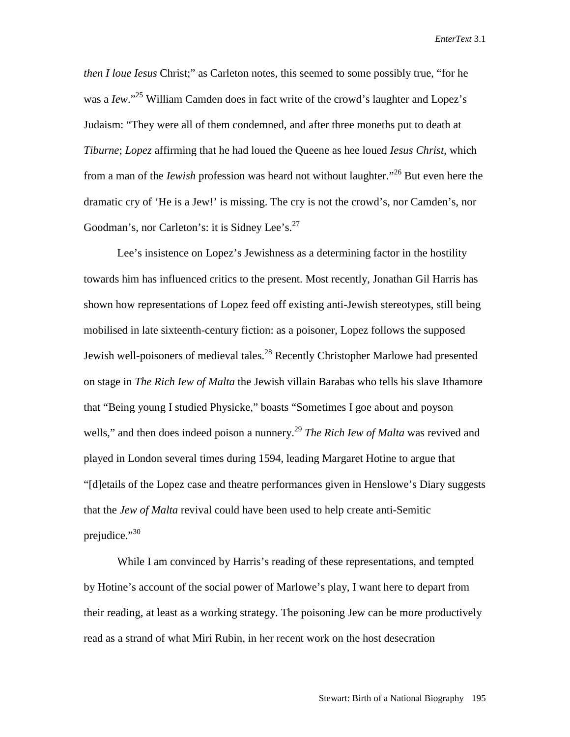*then I loue Iesus* Christ;" as Carleton notes, this seemed to some possibly true, "for he was a *Iew*."[25] William Camden does in fact write of the crowd's laughter and Lopez's Judaism: "They were all of them condemned, and after three moneths put to death at *Tiburne*; *Lopez* affirming that he had loued the Queene as hee loued *Iesus Christ*, which from a man of the *Iewish* profession was heard not without laughter."[26] But even here the dramatic cry of 'He is a Jew!' is missing. The cry is not the crowd's, nor Camden's, nor Goodman's, nor Carleton's: it is Sidney Lee's.[27]

Lee's insistence on Lopez's Jewishness as a determining factor in the hostility towards him has influenced critics to the present. Most recently, Jonathan Gil Harris has shown how representations of Lopez feed off existing anti-Jewish stereotypes, still being mobilised in late sixteenth-century fiction: as a poisoner, Lopez follows the supposed Jewish well-poisoners of medieval tales.[28] Recently Christopher Marlowe had presented on stage in *The Rich Iew of Malta* the Jewish villain Barabas who tells his slave Ithamore that "Being young I studied Physicke," boasts "Sometimes I goe about and poyson wells," and then does indeed poison a nunnery.[29] *The Rich Iew of Malta* was revived and played in London several times during 1594, leading Margaret Hotine to argue that "[d]etails of the Lopez case and theatre performances given in Henslowe's Diary suggests that the *Jew of Malta* revival could have been used to help create anti-Semitic prejudice."[30]

While I am convinced by Harris's reading of these representations, and tempted by Hotine's account of the social power of Marlowe's play, I want here to depart from their reading, at least as a working strategy. The poisoning Jew can be more productively read as a strand of what Miri Rubin, in her recent work on the host desecration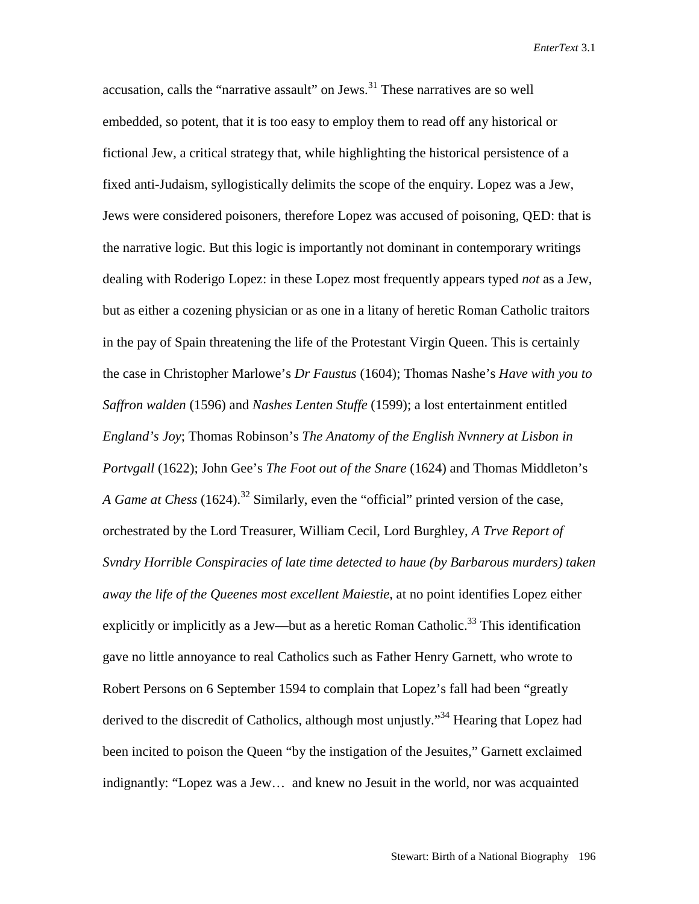accusation, calls the "narrative assault" on Jews.[31] These narratives are so well embedded, so potent, that it is too easy to employ them to read off any historical or fictional Jew, a critical strategy that, while highlighting the historical persistence of a fixed anti-Judaism, syllogistically delimits the scope of the enquiry. Lopez was a Jew, Jews were considered poisoners, therefore Lopez was accused of poisoning, QED: that is the narrative logic. But this logic is importantly not dominant in contemporary writings dealing with Roderigo Lopez: in these Lopez most frequently appears typed *not* as a Jew, but as either a cozening physician or as one in a litany of heretic Roman Catholic traitors in the pay of Spain threatening the life of the Protestant Virgin Queen. This is certainly the case in Christopher Marlowe's *Dr Faustus* (1604); Thomas Nashe's *Have with you to Saffron walden* (1596) and *Nashes Lenten Stuffe* (1599); a lost entertainment entitled *England's Joy*; Thomas Robinson's *The Anatomy of the English Nvnnery at Lisbon in Portvgall* (1622); John Gee's *The Foot out of the Snare* (1624) and Thomas Middleton's *A Game at Chess* (1624).[32] Similarly, even the "official" printed version of the case, orchestrated by the Lord Treasurer, William Cecil, Lord Burghley, *A Trve Report of Svndry Horrible Conspiracies of late time detected to haue (by Barbarous murders) taken away the life of the Queenes most excellent Maiestie*, at no point identifies Lopez either explicitly or implicitly as a Jew—but as a heretic Roman Catholic.[33] This identification gave no little annoyance to real Catholics such as Father Henry Garnett, who wrote to Robert Persons on 6 September 1594 to complain that Lopez's fall had been "greatly derived to the discredit of Catholics, although most unjustly."[34] Hearing that Lopez had been incited to poison the Queen "by the instigation of the Jesuites," Garnett exclaimed indignantly: "Lopez was a Jew… and knew no Jesuit in the world, nor was acquainted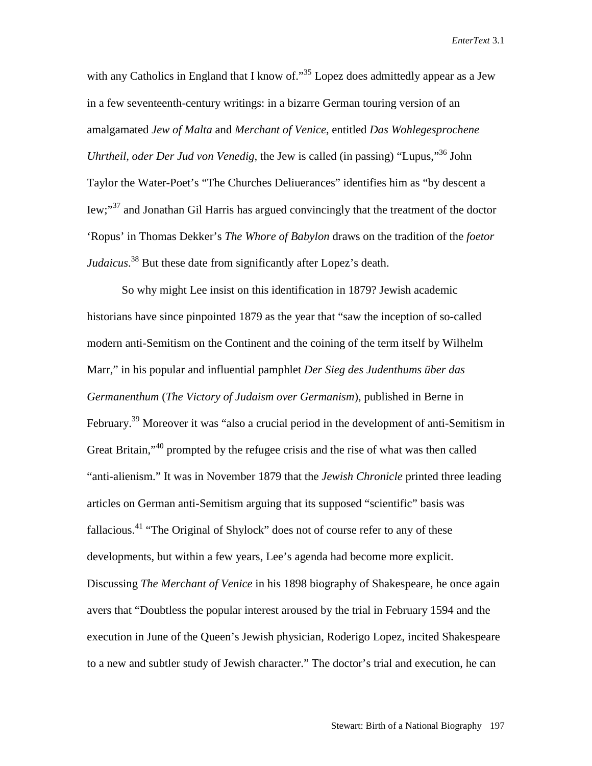with any Catholics in England that I know of."[35] Lopez does admittedly appear as a Jew in a few seventeenth-century writings: in a bizarre German touring version of an amalgamated *Jew of Malta* and *Merchant of Venice*, entitled *Das Wohlegesprochene Uhrtheil, oder Der Jud von Venedig*, the Jew is called (in passing) "Lupus,"[36] John Taylor the Water-Poet's "The Churches Deliuerances" identifies him as "by descent a Iew;"[37] and Jonathan Gil Harris has argued convincingly that the treatment of the doctor 'Ropus' in Thomas Dekker's *The Whore of Babylon* draws on the tradition of the *foetor Judaicus*.[38] But these date from significantly after Lopez's death.

So why might Lee insist on this identification in 1879? Jewish academic historians have since pinpointed 1879 as the year that "saw the inception of so-called modern anti-Semitism on the Continent and the coining of the term itself by Wilhelm Marr," in his popular and influential pamphlet *Der Sieg des Judenthums über das Germanenthum* (*The Victory of Judaism over Germanism*), published in Berne in February.[39] Moreover it was "also a crucial period in the development of anti-Semitism in Great Britain,"[40] prompted by the refugee crisis and the rise of what was then called "anti-alienism." It was in November 1879 that the *Jewish Chronicle* printed three leading articles on German anti-Semitism arguing that its supposed "scientific" basis was fallacious.[41] "The Original of Shylock" does not of course refer to any of these developments, but within a few years, Lee's agenda had become more explicit. Discussing *The Merchant of Venice* in his 1898 biography of Shakespeare, he once again avers that "Doubtless the popular interest aroused by the trial in February 1594 and the execution in June of the Queen's Jewish physician, Roderigo Lopez, incited Shakespeare to a new and subtler study of Jewish character." The doctor's trial and execution, he can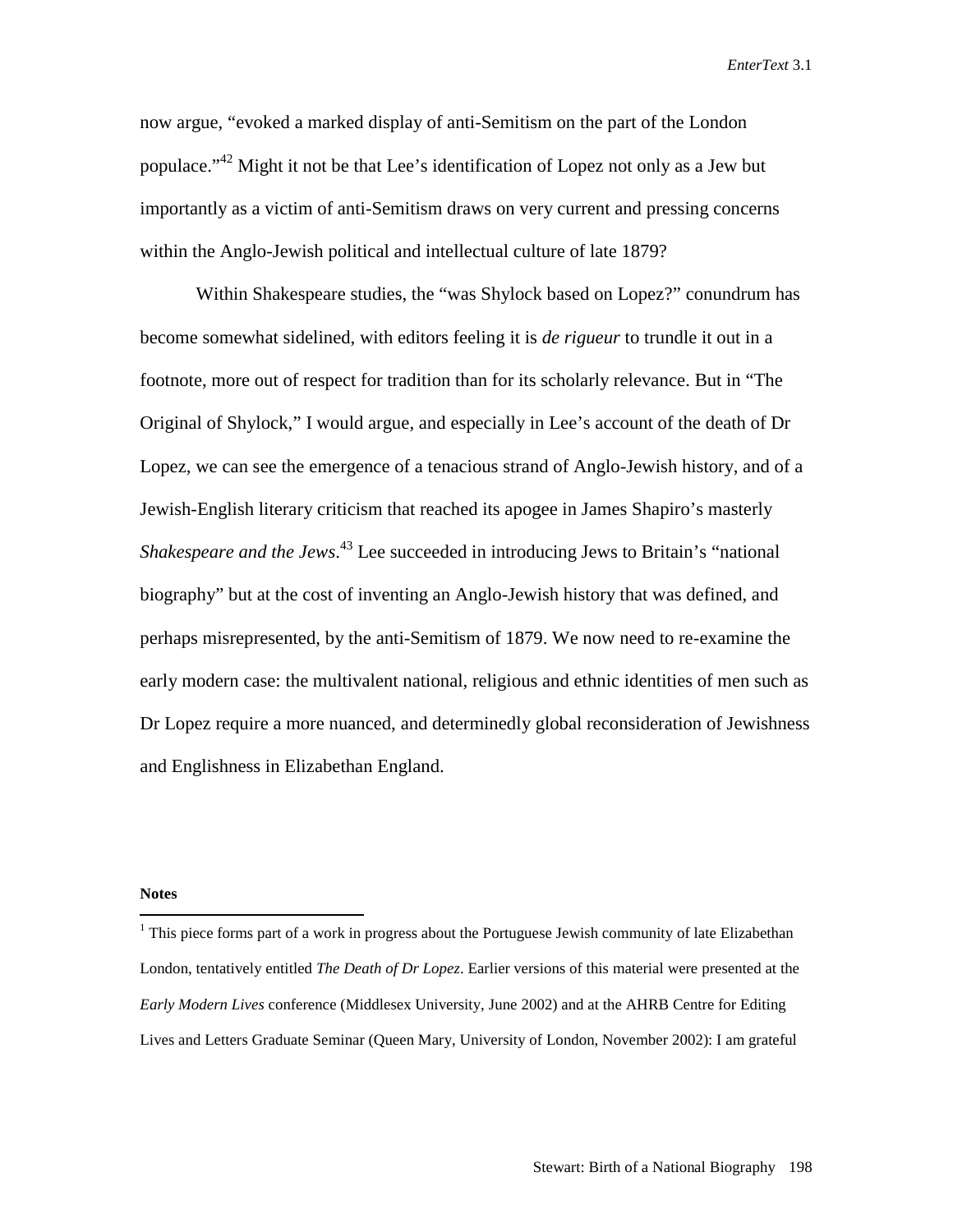now argue, "evoked a marked display of anti-Semitism on the part of the London populace."[42] Might it not be that Lee's identification of Lopez not only as a Jew but importantly as a victim of anti-Semitism draws on very current and pressing concerns within the Anglo-Jewish political and intellectual culture of late 1879?

Within Shakespeare studies, the "was Shylock based on Lopez?" conundrum has become somewhat sidelined, with editors feeling it is *de rigueur* to trundle it out in a footnote, more out of respect for tradition than for its scholarly relevance. But in "The Original of Shylock," I would argue, and especially in Lee's account of the death of Dr Lopez, we can see the emergence of a tenacious strand of Anglo-Jewish history, and of a Jewish-English literary criticism that reached its apogee in James Shapiro's masterly *Shakespeare and the Jews*.[43] Lee succeeded in introducing Jews to Britain's "national biography" but at the cost of inventing an Anglo-Jewish history that was defined, and perhaps misrepresented, by the anti-Semitism of 1879. We now need to re-examine the early modern case: the multivalent national, religious and ethnic identities of men such as Dr Lopez require a more nuanced, and determinedly global reconsideration of Jewishness and Englishness in Elizabethan England.

**Notes**

[1] This piece forms part of a work in progress about the Portuguese Jewish community of late Elizabethan London, tentatively entitled *The Death of Dr Lopez*. Earlier versions of this material were presented at the *Early Modern Lives* conference (Middlesex University, June 2002) and at the AHRB Centre for Editing Lives and Letters Graduate Seminar (Queen Mary, University of London, November 2002): I am grateful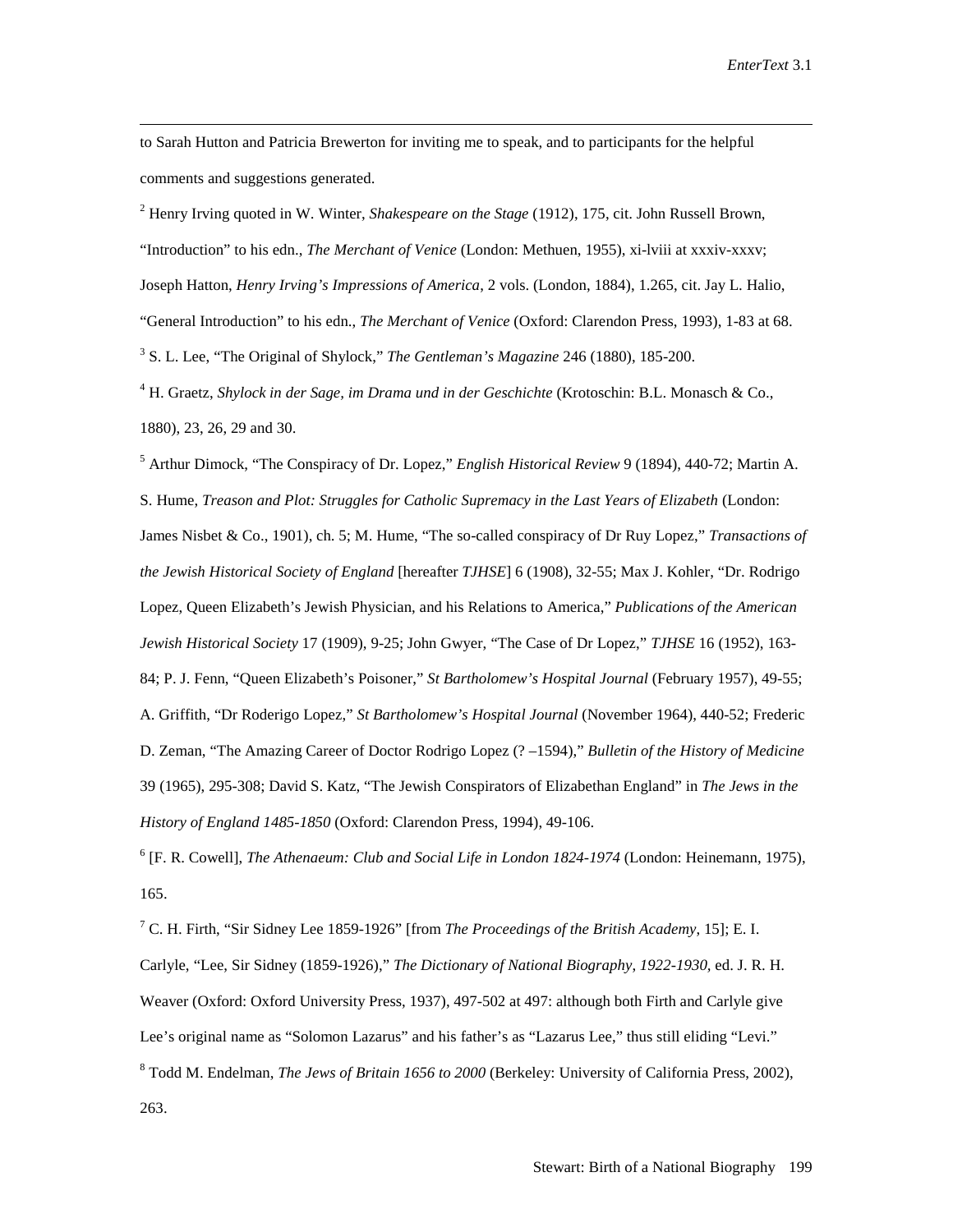to Sarah Hutton and Patricia Brewerton for inviting me to speak, and to participants for the helpful comments and suggestions generated.

[2] Henry Irving quoted in W. Winter, *Shakespeare on the Stage* (1912), 175, cit. John Russell Brown, "Introduction" to his edn., *The Merchant of Venice* (London: Methuen, 1955), xi-lviii at xxxiv-xxxv; Joseph Hatton, *Henry Irving's Impressions of America*, 2 vols. (London, 1884), 1.265, cit. Jay L. Halio, "General Introduction" to his edn., *The Merchant of Venice* (Oxford: Clarendon Press, 1993), 1-83 at 68.

[3] S. L. Lee, "The Original of Shylock," *The Gentleman's Magazine* 246 (1880), 185-200.

[4] H. Graetz, *Shylock in der Sage, im Drama und in der Geschichte* (Krotoschin: B.L. Monasch & Co., 1880), 23, 26, 29 and 30.

[5] Arthur Dimock, "The Conspiracy of Dr. Lopez," *English Historical Review* 9 (1894), 440-72; Martin A. S. Hume, *Treason and Plot: Struggles for Catholic Supremacy in the Last Years of Elizabeth* (London: James Nisbet & Co., 1901), ch. 5; M. Hume, "The so-called conspiracy of Dr Ruy Lopez," *Transactions of the Jewish Historical Society of England* [hereafter *TJHSE*] 6 (1908), 32-55; Max J. Kohler, "Dr. Rodrigo Lopez, Queen Elizabeth's Jewish Physician, and his Relations to America," *Publications of the American Jewish Historical Society* 17 (1909), 9-25; John Gwyer, "The Case of Dr Lopez," *TJHSE* 16 (1952), 163-84; P. J. Fenn, "Queen Elizabeth's Poisoner," *St Bartholomew's Hospital Journal* (February 1957), 49-55; A. Griffith, "Dr Roderigo Lopez," *St Bartholomew's Hospital Journal* (November 1964), 440-52; Frederic D. Zeman, "The Amazing Career of Doctor Rodrigo Lopez (? –1594)," *Bulletin of the History of Medicine* 39 (1965), 295-308; David S. Katz, "The Jewish Conspirators of Elizabethan England" in *The Jews in the History of England 1485-1850* (Oxford: Clarendon Press, 1994), 49-106.

[6] [F. R. Cowell], *The Athenaeum: Club and Social Life in London 1824-1974* (London: Heinemann, 1975), 165.

[7] C. H. Firth, "Sir Sidney Lee 1859-1926" [from *The Proceedings of the British Academy*, 15]; E. I. Carlyle, "Lee, Sir Sidney (1859-1926)," *The Dictionary of National Biography, 1922-1930*, ed. J. R. H. Weaver (Oxford: Oxford University Press, 1937), 497-502 at 497: although both Firth and Carlyle give Lee's original name as "Solomon Lazarus" and his father's as "Lazarus Lee," thus still eliding "Levi."

[8] Todd M. Endelman, *The Jews of Britain 1656 to 2000* (Berkeley: University of California Press, 2002), 263.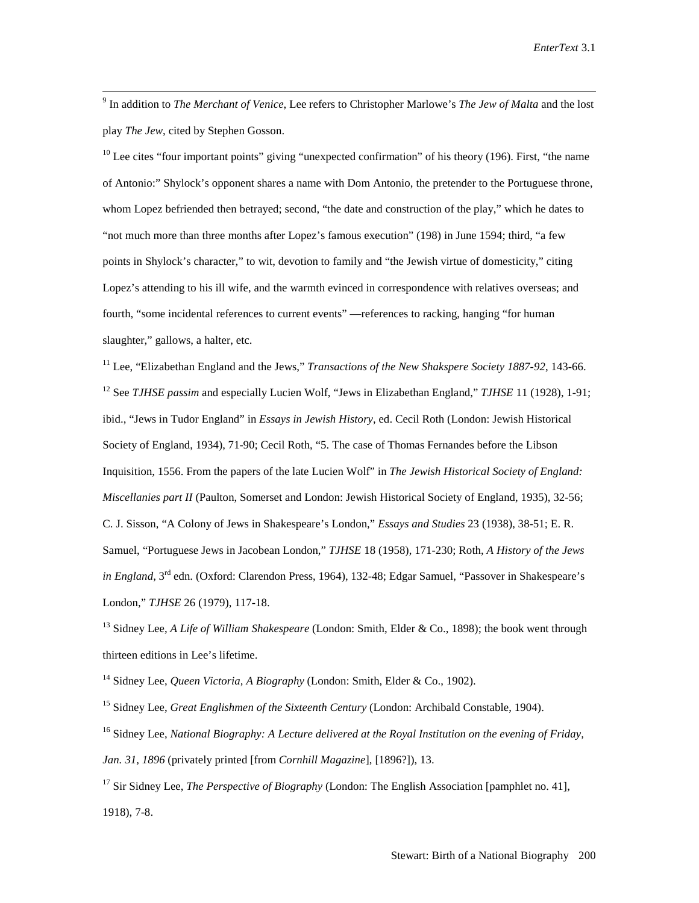[9] In addition to *The Merchant of Venice*, Lee refers to Christopher Marlowe's *The Jew of Malta* and the lost play *The Jew*, cited by Stephen Gosson.

[10] Lee cites "four important points" giving "unexpected confirmation" of his theory (196). First, "the name of Antonio:" Shylock's opponent shares a name with Dom Antonio, the pretender to the Portuguese throne, whom Lopez befriended then betrayed; second, "the date and construction of the play," which he dates to "not much more than three months after Lopez's famous execution" (198) in June 1594; third, "a few points in Shylock's character," to wit, devotion to family and "the Jewish virtue of domesticity," citing Lopez's attending to his ill wife, and the warmth evinced in correspondence with relatives overseas; and fourth, "some incidental references to current events" —references to racking, hanging "for human slaughter," gallows, a halter, etc.

[11] Lee, "Elizabethan England and the Jews," *Transactions of the New Shakspere Society 1887-92*, 143-66.

[12] See *TJHSE passim* and especially Lucien Wolf, "Jews in Elizabethan England," *TJHSE* 11 (1928), 1-91; ibid., "Jews in Tudor England" in *Essays in Jewish History*, ed. Cecil Roth (London: Jewish Historical Society of England, 1934), 71-90; Cecil Roth, "5. The case of Thomas Fernandes before the Libson Inquisition, 1556. From the papers of the late Lucien Wolf" in *The Jewish Historical Society of England: Miscellanies part II* (Paulton, Somerset and London: Jewish Historical Society of England, 1935), 32-56; C. J. Sisson, "A Colony of Jews in Shakespeare's London," *Essays and Studies* 23 (1938), 38-51; E. R. Samuel, "Portuguese Jews in Jacobean London," *TJHSE* 18 (1958), 171-230; Roth, *A History of the Jews in England*, 3rd edn. (Oxford: Clarendon Press, 1964), 132-48; Edgar Samuel, "Passover in Shakespeare's London," *TJHSE* 26 (1979), 117-18.

[13] Sidney Lee, *A Life of William Shakespeare* (London: Smith, Elder & Co., 1898); the book went through thirteen editions in Lee's lifetime.

[14] Sidney Lee, *Queen Victoria, A Biography* (London: Smith, Elder & Co., 1902).

[15] Sidney Lee, *Great Englishmen of the Sixteenth Century* (London: Archibald Constable, 1904).

[16] Sidney Lee, *National Biography: A Lecture delivered at the Royal Institution on the evening of Friday, Jan. 31, 1896* (privately printed [from *Cornhill Magazine*], [1896?]), 13.

[17] Sir Sidney Lee, *The Perspective of Biography* (London: The English Association [pamphlet no. 41], 1918), 7-8.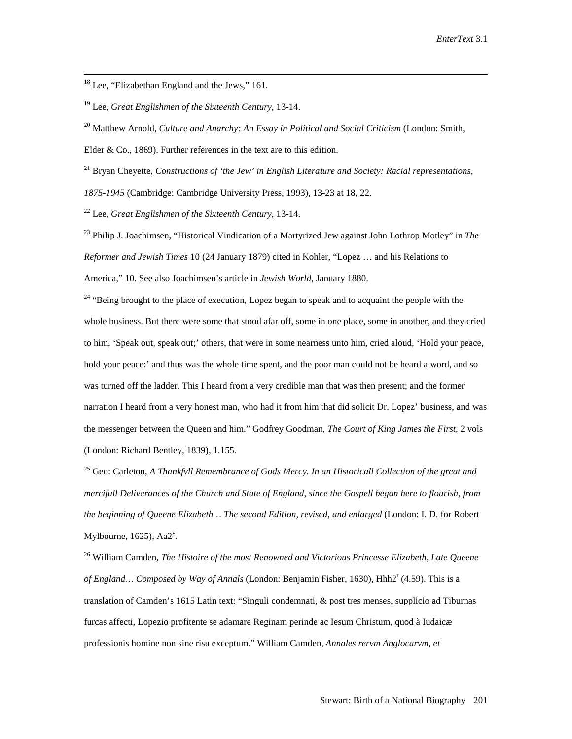[18] Lee, "Elizabethan England and the Jews," 161.

[19] Lee, *Great Englishmen of the Sixteenth Century*, 13-14.

[20] Matthew Arnold, *Culture and Anarchy: An Essay in Political and Social Criticism* (London: Smith, Elder & Co., 1869). Further references in the text are to this edition.

[21] Bryan Cheyette, *Constructions of 'the Jew' in English Literature and Society: Racial representations, 1875-1945* (Cambridge: Cambridge University Press, 1993), 13-23 at 18, 22.

[22] Lee, *Great Englishmen of the Sixteenth Century*, 13-14.

[23] Philip J. Joachimsen, "Historical Vindication of a Martyrized Jew against John Lothrop Motley" in *The Reformer and Jewish Times* 10 (24 January 1879) cited in Kohler, "Lopez … and his Relations to America," 10. See also Joachimsen's article in *Jewish World*, January 1880.

[24] "Being brought to the place of execution, Lopez began to speak and to acquaint the people with the whole business. But there were some that stood afar off, some in one place, some in another, and they cried to him, 'Speak out, speak out;' others, that were in some nearness unto him, cried aloud, 'Hold your peace, hold your peace:' and thus was the whole time spent, and the poor man could not be heard a word, and so was turned off the ladder. This I heard from a very credible man that was then present; and the former narration I heard from a very honest man, who had it from him that did solicit Dr. Lopez' business, and was the messenger between the Queen and him." Godfrey Goodman, *The Court of King James the First*, 2 vols (London: Richard Bentley, 1839), 1.155.

[25] Geo: Carleton, *A Thankfvll Remembrance of Gods Mercy. In an Historicall Collection of the great and mercifull Deliverances of the Church and State of England, since the Gospell began here to flourish, from the beginning of Queene Elizabeth… The second Edition, revised, and enlarged* (London: I. D. for Robert Mylbourne, 1625), Aa2[v].

[26] William Camden, *The Histoire of the most Renowned and Victorious Princesse Elizabeth, Late Queene of England… Composed by Way of Annals* (London: Benjamin Fisher, 1630), Hhh2[r] (4.59). This is a translation of Camden's 1615 Latin text: "Singuli condemnati, & post tres menses, supplicio ad Tiburnas furcas affecti, Lopezio profitente se adamare Reginam perinde ac Iesum Christum, quod à Iudaicæ professionis homine non sine risu exceptum." William Camden, *Annales rervm Anglocarvm, et*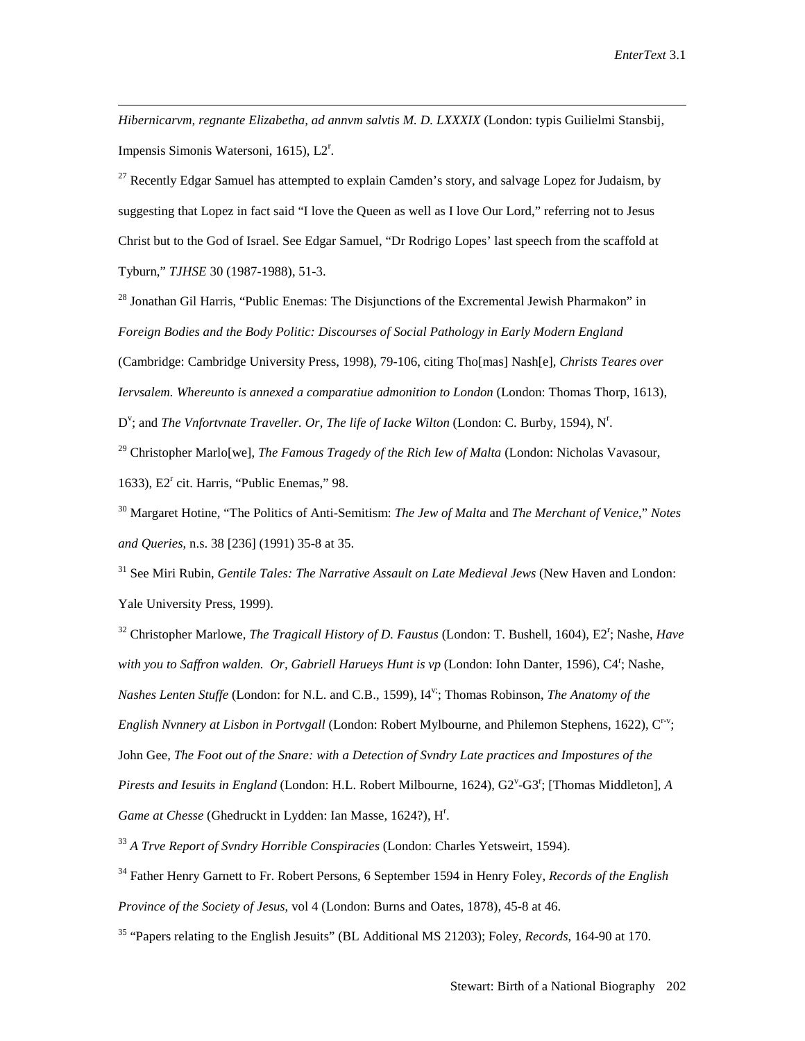*Hibernicarvm, regnante Elizabetha, ad annvm salvtis M. D. LXXXIX* (London: typis Guilielmi Stansbij, Impensis Simonis Watersoni, 1615), L2$^{r}$.

[27] Recently Edgar Samuel has attempted to explain Camden's story, and salvage Lopez for Judaism, by suggesting that Lopez in fact said "I love the Queen as well as I love Our Lord," referring not to Jesus Christ but to the God of Israel. See Edgar Samuel, "Dr Rodrigo Lopes' last speech from the scaffold at Tyburn," *TJHSE* 30 (1987-1988), 51-3.

[28] Jonathan Gil Harris, "Public Enemas: The Disjunctions of the Excremental Jewish Pharmakon" in *Foreign Bodies and the Body Politic: Discourses of Social Pathology in Early Modern England* (Cambridge: Cambridge University Press, 1998), 79-106, citing Tho[mas] Nash[e], *Christs Teares over Iervsalem. Whereunto is annexed a comparatiue admonition to London* (London: Thomas Thorp, 1613), D$^{v}$; and *The Vnfortvnate Traveller. Or, The life of Iacke Wilton* (London: C. Burby, 1594), N$^{r}$.

[29] Christopher Marlo[we], *The Famous Tragedy of the Rich Iew of Malta* (London: Nicholas Vavasour, 1633), E2$^{r}$ cit. Harris, "Public Enemas," 98.

[30] Margaret Hotine, "The Politics of Anti-Semitism: *The Jew of Malta* and *The Merchant of Venice*," *Notes and Queries*, n.s. 38 [236] (1991) 35-8 at 35.

[31] See Miri Rubin, *Gentile Tales: The Narrative Assault on Late Medieval Jews* (New Haven and London: Yale University Press, 1999).

[32] Christopher Marlowe, *The Tragicall History of D. Faustus* (London: T. Bushell, 1604), E2$^{r}$; Nashe, *Have with you to Saffron walden. Or, Gabriell Harueys Hunt is vp* (London: Iohn Danter, 1596), C4$^{r}$; Nashe, *Nashes Lenten Stuffe* (London: for N.L. and C.B., 1599), I4$^{v}$; Thomas Robinson, *The Anatomy of the English Nvnnery at Lisbon in Portvgall* (London: Robert Mylbourne, and Philemon Stephens, 1622), C$^{r-v}$; John Gee, *The Foot out of the Snare: with a Detection of Svndry Late practices and Impostures of the Pirests and Iesuits in England* (London: H.L. Robert Milbourne, 1624), G2$^{v}$-G3$^{r}$; [Thomas Middleton], *A Game at Chesse* (Ghedruckt in Lydden: Ian Masse, 1624?), H$^{r}$.

[33] *A Trve Report of Svndry Horrible Conspiracies* (London: Charles Yetsweirt, 1594).

[34] Father Henry Garnett to Fr. Robert Persons, 6 September 1594 in Henry Foley, *Records of the English Province of the Society of Jesus*, vol 4 (London: Burns and Oates, 1878), 45-8 at 46.

[35] "Papers relating to the English Jesuits" (BL Additional MS 21203); Foley, *Records*, 164-90 at 170.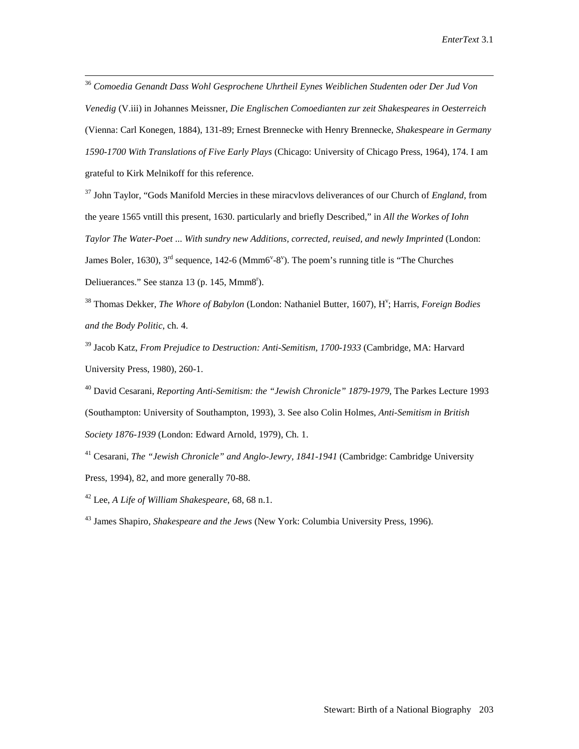[36] *Comoedia Genandt Dass Wohl Gesprochene Uhrtheil Eynes Weiblichen Studenten oder Der Jud Von Venedig* (V.iii) in Johannes Meissner, *Die Englischen Comoedianten zur zeit Shakespeares in Oesterreich* (Vienna: Carl Konegen, 1884), 131-89; Ernest Brennecke with Henry Brennecke, *Shakespeare in Germany 1590-1700 With Translations of Five Early Plays* (Chicago: University of Chicago Press, 1964), 174. I am grateful to Kirk Melnikoff for this reference.

[37] John Taylor, "Gods Manifold Mercies in these miracvlovs deliverances of our Church of *England*, from the yeare 1565 vntill this present, 1630. particularly and briefly Described," in *All the Workes of Iohn Taylor The Water-Poet ... With sundry new Additions, corrected, reuised, and newly Imprinted* (London: James Boler, 1630), 3rd sequence, 142-6 (Mmm6v-8v). The poem's running title is "The Churches Deliuerances." See stanza 13 (p. 145, Mmm8r).

[38] Thomas Dekker, *The Whore of Babylon* (London: Nathaniel Butter, 1607), Hv; Harris, *Foreign Bodies and the Body Politic*, ch. 4.

[39] Jacob Katz, *From Prejudice to Destruction: Anti-Semitism, 1700-1933* (Cambridge, MA: Harvard University Press, 1980), 260-1.

[40] David Cesarani, *Reporting Anti-Semitism: the "Jewish Chronicle" 1879-1979*, The Parkes Lecture 1993 (Southampton: University of Southampton, 1993), 3. See also Colin Holmes, *Anti-Semitism in British Society 1876-1939* (London: Edward Arnold, 1979), Ch. 1.

[41] Cesarani, *The "Jewish Chronicle" and Anglo-Jewry, 1841-1941* (Cambridge: Cambridge University Press, 1994), 82, and more generally 70-88.

[42] Lee, *A Life of William Shakespeare*, 68, 68 n.1.

[43] James Shapiro, *Shakespeare and the Jews* (New York: Columbia University Press, 1996).